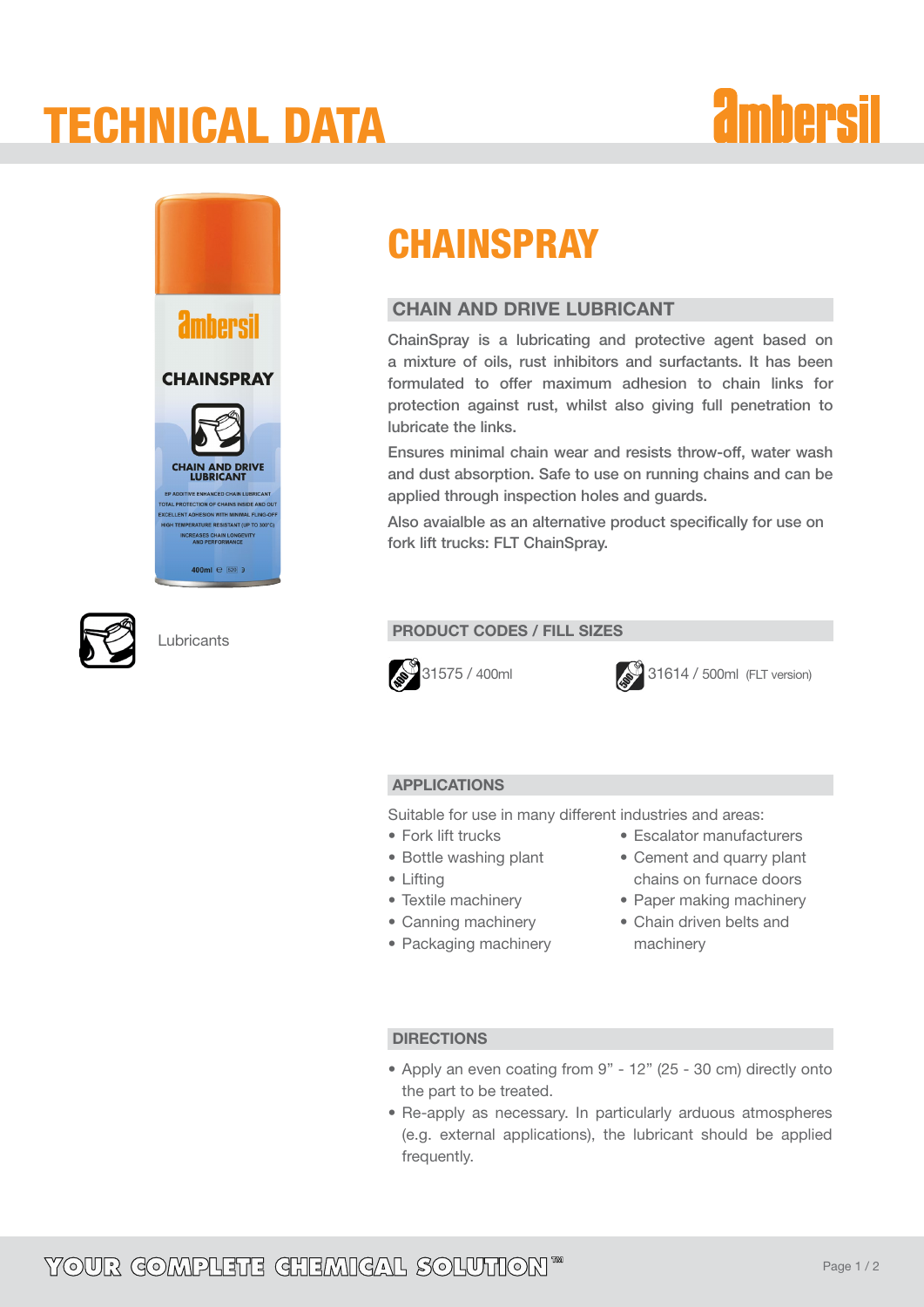# TECHNICAL DATA

amberisil

Lubricants

# CHAINSPRAY

## CHAIN AND DRIVE LUBRICANT

ChainSpray is a lubricating and protective agent based on a mixture of oils, rust inhibitors and surfactants. It has been formulated to offer maximum adhesion to chain links for protection against rust, whilst also giving full penetration to lubricate the links.

Ensures minimal chain wear and resists throw-off, water wash and dust absorption. Safe to use on running chains and can be applied through inspection holes and guards.

Also avaialble as an alternative product specifically for use on fork lift trucks: FLT ChainSpray.

## PRODUCT CODES / FILL SIZES

31575 / 400ml

31614 / 500ml (FLT version)

## APPLICATIONS

Suitable for use in many different industries and areas:

- Fork lift trucks
- Bottle washing plant
- Lifting
- Textile machinery
- Canning machinery
- Packaging machinery
- Escalator manufacturers
- Cement and quarry plant chains on furnace doors
- Paper making machinery
- Chain driven belts and machinery

## DIRECTIONS

- Apply an even coating from 9" - 12" (25 - 30 cm) directly onto the part to be treated.
- Re-apply as necessary. In particularly arduous atmospheres (e.g. external applications), the lubricant should be applied frequently.

YOUR COMPLETE CHEMICAL SOLUTION™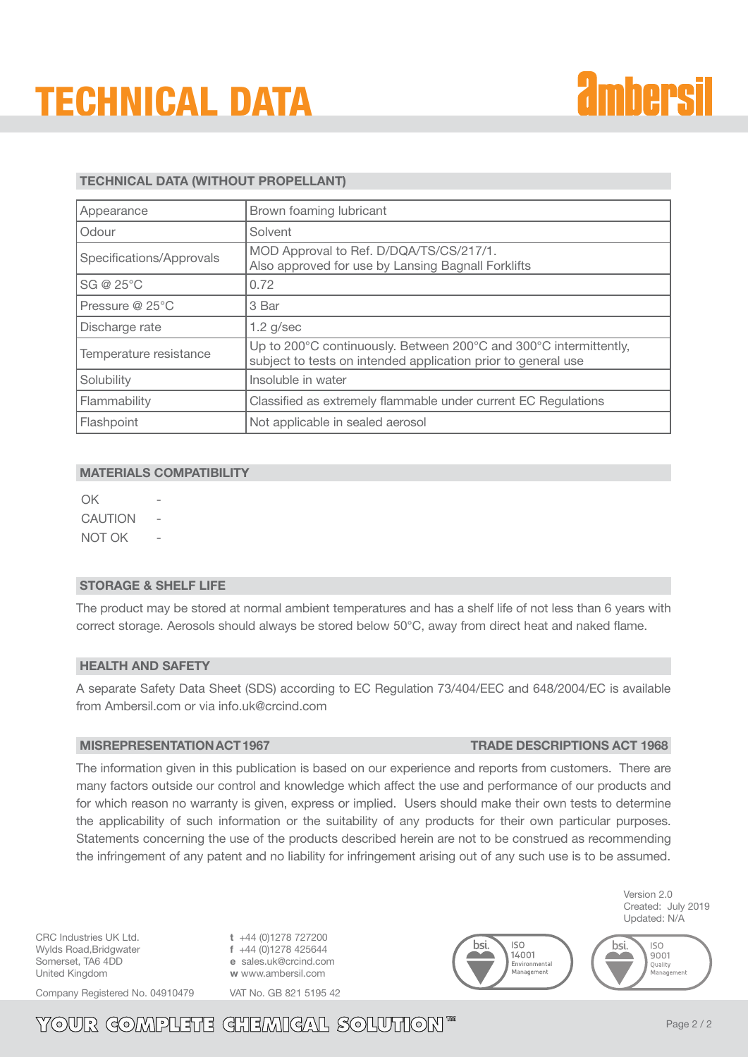# TECHNICAL DATA

ambersil

## TECHNICAL DATA (WITHOUT PROPELLANT)

| | |
|---|---|
| Appearance | Brown foaming lubricant |
| Odour | Solvent |
| Specifications/Approvals | MOD Approval to Ref. D/DQA/TS/CS/217/1. Also approved for use by Lansing Bagnall Forklifts |
| SG @ 25°C | 0.72 |
| Pressure @ 25°C | 3 Bar |
| Discharge rate | 1.2 g/sec |
| Temperature resistance | Up to 200°C continuously. Between 200°C and 300°C intermittently, subject to tests on intended application prior to general use |
| Solubility | Insoluble in water |
| Flammability | Classified as extremely flammable under current EC Regulations |
| Flashpoint | Not applicable in sealed aerosol |

## MATERIALS COMPATIBILITY

OK -
CAUTION -
NOT OK -

## STORAGE & SHELF LIFE

The product may be stored at normal ambient temperatures and has a shelf life of not less than 6 years with correct storage. Aerosols should always be stored below 50°C, away from direct heat and naked flame.

## HEALTH AND SAFETY

A separate Safety Data Sheet (SDS) according to EC Regulation 73/404/EEC and 648/2004/EC is available from Ambersil.com or via info.uk@crcind.com

## MISREPRESENTATION ACT 1967 — TRADE DESCRIPTIONS ACT 1968

The information given in this publication is based on our experience and reports from customers. There are many factors outside our control and knowledge which affect the use and performance of our products and for which reason no warranty is given, express or implied. Users should make their own tests to determine the applicability of such information or the suitability of any products for their own particular purposes. Statements concerning the use of the products described herein are not to be construed as recommending the infringement of any patent and no liability for infringement arising out of any such use is to be assumed.

Version 2.0
Created: July 2019
Updated: N/A

CRC Industries UK Ltd.
Wylds Road, Bridgwater
Somerset, TA6 4DD
United Kingdom

Company Registered No. 04910479

t +44 (0)1278 727200
f +44 (0)1278 425644
e sales.uk@crcind.com
w www.ambersil.com

VAT No. GB 821 5195 42

bsi. ISO 14001 Environmental Management

bsi. ISO 9001 Quality Management

YOUR COMPLETE CHEMICAL SOLUTION™